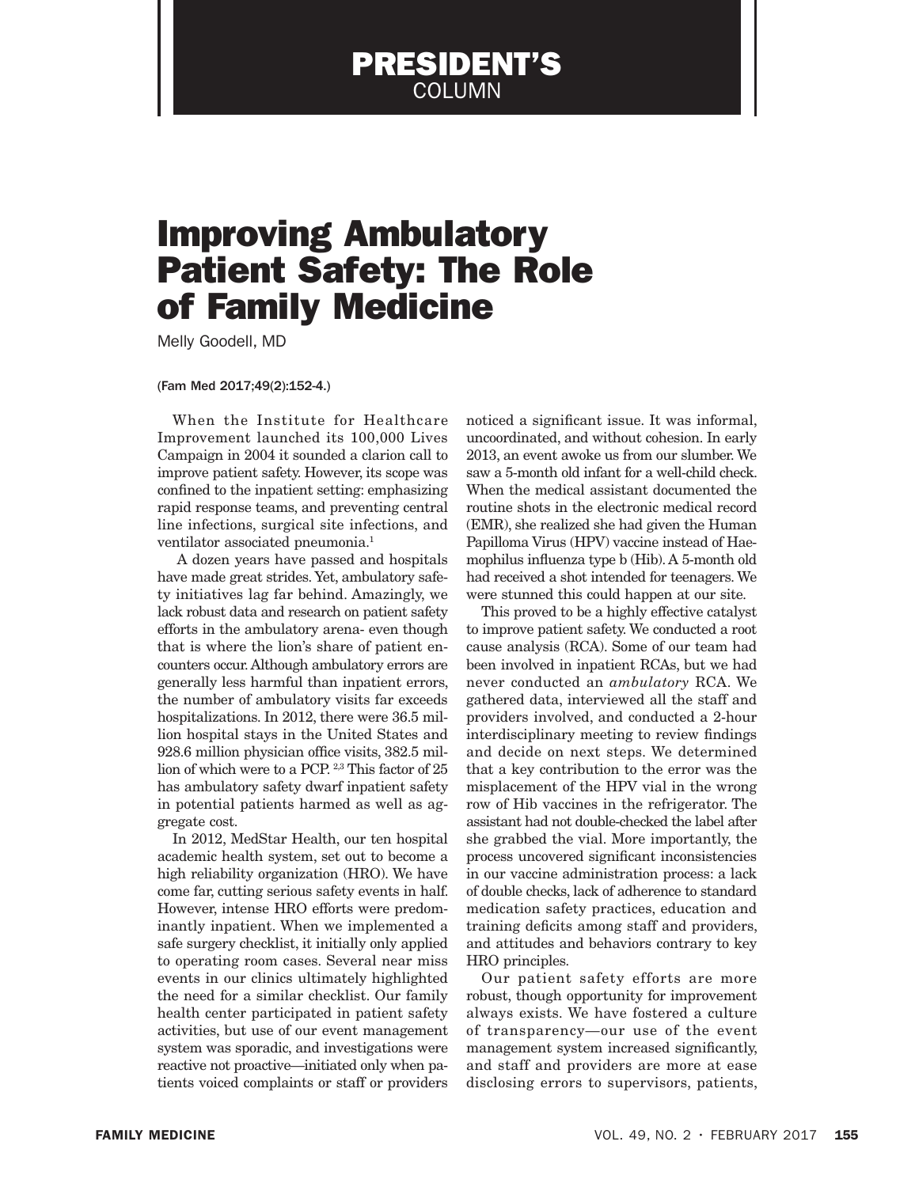# PRESIDENT'S COLUMN

# Improving Ambulatory Patient Safety: The Role of Family Medicine

Melly Goodell, MD

(Fam Med 2017;49(2):152-4.)

When the Institute for Healthcare Improvement launched its 100,000 Lives Campaign in 2004 it sounded a clarion call to improve patient safety. However, its scope was confined to the inpatient setting: emphasizing rapid response teams, and preventing central line infections, surgical site infections, and ventilator associated pneumonia.[1]

A dozen years have passed and hospitals have made great strides. Yet, ambulatory safety initiatives lag far behind. Amazingly, we lack robust data and research on patient safety efforts in the ambulatory arena- even though that is where the lion's share of patient encounters occur. Although ambulatory errors are generally less harmful than inpatient errors, the number of ambulatory visits far exceeds hospitalizations. In 2012, there were 36.5 million hospital stays in the United States and 928.6 million physician office visits, 382.5 million of which were to a PCP.[2,3] This factor of 25 has ambulatory safety dwarf inpatient safety in potential patients harmed as well as aggregate cost.

In 2012, MedStar Health, our ten hospital academic health system, set out to become a high reliability organization (HRO). We have come far, cutting serious safety events in half. However, intense HRO efforts were predominantly inpatient. When we implemented a safe surgery checklist, it initially only applied to operating room cases. Several near miss events in our clinics ultimately highlighted the need for a similar checklist. Our family health center participated in patient safety activities, but use of our event management system was sporadic, and investigations were reactive not proactive—initiated only when patients voiced complaints or staff or providers noticed a significant issue. It was informal, uncoordinated, and without cohesion. In early 2013, an event awoke us from our slumber. We saw a 5-month old infant for a well-child check. When the medical assistant documented the routine shots in the electronic medical record (EMR), she realized she had given the Human Papilloma Virus (HPV) vaccine instead of Haemophilus influenza type b (Hib). A 5-month old had received a shot intended for teenagers. We were stunned this could happen at our site.

This proved to be a highly effective catalyst to improve patient safety. We conducted a root cause analysis (RCA). Some of our team had been involved in inpatient RCAs, but we had never conducted an *ambulatory* RCA. We gathered data, interviewed all the staff and providers involved, and conducted a 2-hour interdisciplinary meeting to review findings and decide on next steps. We determined that a key contribution to the error was the misplacement of the HPV vial in the wrong row of Hib vaccines in the refrigerator. The assistant had not double-checked the label after she grabbed the vial. More importantly, the process uncovered significant inconsistencies in our vaccine administration process: a lack of double checks, lack of adherence to standard medication safety practices, education and training deficits among staff and providers, and attitudes and behaviors contrary to key HRO principles.

Our patient safety efforts are more robust, though opportunity for improvement always exists. We have fostered a culture of transparency—our use of the event management system increased significantly, and staff and providers are more at ease disclosing errors to supervisors, patients,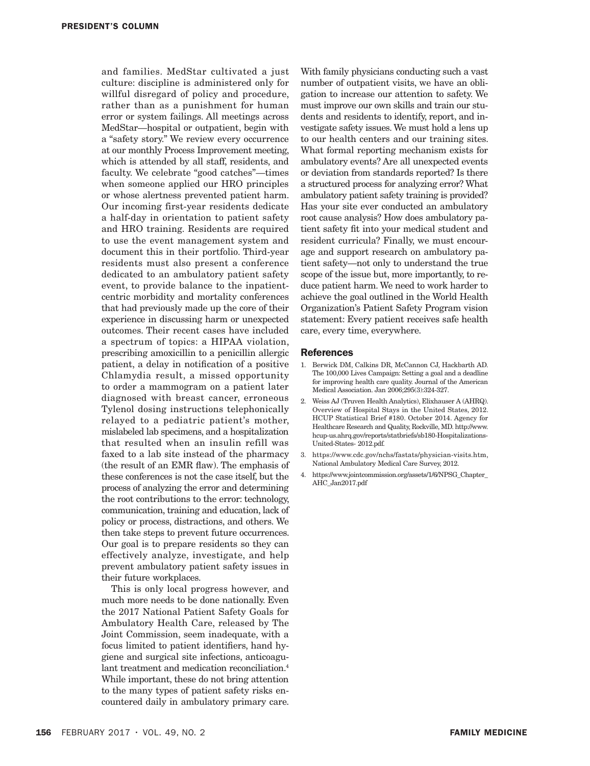and families. MedStar cultivated a just culture: discipline is administered only for willful disregard of policy and procedure, rather than as a punishment for human error or system failings. All meetings across MedStar—hospital or outpatient, begin with a "safety story." We review every occurrence at our monthly Process Improvement meeting, which is attended by all staff, residents, and faculty. We celebrate "good catches"—times when someone applied our HRO principles or whose alertness prevented patient harm. Our incoming first-year residents dedicate a half-day in orientation to patient safety and HRO training. Residents are required to use the event management system and document this in their portfolio. Third-year residents must also present a conference dedicated to an ambulatory patient safety event, to provide balance to the inpatient-centric morbidity and mortality conferences that had previously made up the core of their experience in discussing harm or unexpected outcomes. Their recent cases have included a spectrum of topics: a HIPAA violation, prescribing amoxicillin to a penicillin allergic patient, a delay in notification of a positive Chlamydia result, a missed opportunity to order a mammogram on a patient later diagnosed with breast cancer, erroneous Tylenol dosing instructions telephonically relayed to a pediatric patient's mother, mislabeled lab specimens, and a hospitalization that resulted when an insulin refill was faxed to a lab site instead of the pharmacy (the result of an EMR flaw). The emphasis of these conferences is not the case itself, but the process of analyzing the error and determining the root contributions to the error: technology, communication, training and education, lack of policy or process, distractions, and others. We then take steps to prevent future occurrences. Our goal is to prepare residents so they can effectively analyze, investigate, and help prevent ambulatory patient safety issues in their future workplaces.

This is only local progress however, and much more needs to be done nationally. Even the 2017 National Patient Safety Goals for Ambulatory Health Care, released by The Joint Commission, seem inadequate, with a focus limited to patient identifiers, hand hygiene and surgical site infections, anticoagulant treatment and medication reconciliation.[4] While important, these do not bring attention to the many types of patient safety risks encountered daily in ambulatory primary care. With family physicians conducting such a vast number of outpatient visits, we have an obligation to increase our attention to safety. We must improve our own skills and train our students and residents to identify, report, and investigate safety issues. We must hold a lens up to our health centers and our training sites. What formal reporting mechanism exists for ambulatory events? Are all unexpected events or deviation from standards reported? Is there a structured process for analyzing error? What ambulatory patient safety training is provided? Has your site ever conducted an ambulatory root cause analysis? How does ambulatory patient safety fit into your medical student and resident curricula? Finally, we must encourage and support research on ambulatory patient safety—not only to understand the true scope of the issue but, more importantly, to reduce patient harm. We need to work harder to achieve the goal outlined in the World Health Organization's Patient Safety Program vision statement: Every patient receives safe health care, every time, everywhere.

## References

1. Berwick DM, Calkins DR, McCannon CJ, Hackbarth AD. The 100,000 Lives Campaign: Setting a goal and a deadline for improving health care quality. Journal of the American Medical Association. Jan 2006;295(3):324-327.
2. Weiss AJ (Truven Health Analytics), Elixhauser A (AHRQ). Overview of Hospital Stays in the United States, 2012. HCUP Statistical Brief #180. October 2014. Agency for Healthcare Research and Quality, Rockville, MD. http://www.hcup-us.ahrq.gov/reports/statbriefs/sb180-Hospitalizations-United-States- 2012.pdf.
3. https://www.cdc.gov/nchs/fastats/physician-visits.htm, National Ambulatory Medical Care Survey, 2012.
4. https://www.jointcommission.org/assets/1/6/NPSG_Chapter_AHC_Jan2017.pdf